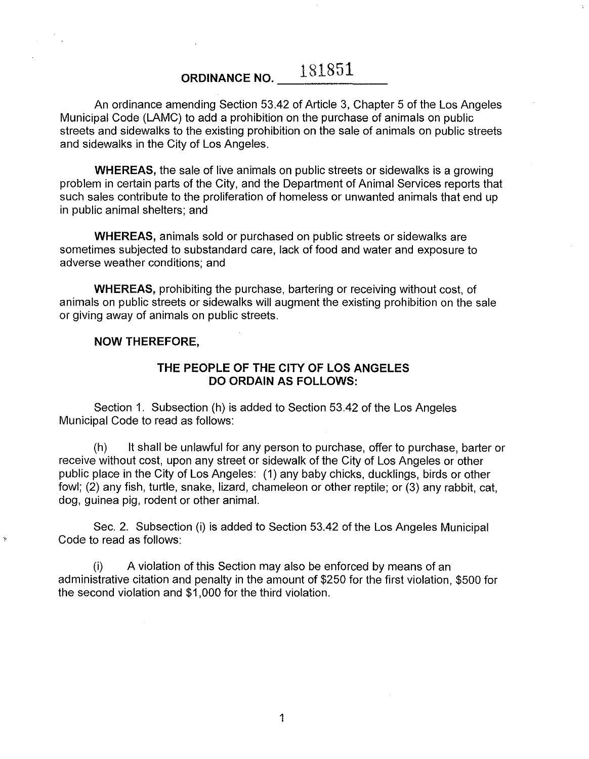# ORDINANCE NO. 181851

An ordinance amending Section 53.42 of Article 3, Chapter 5 of the Los Angeles Municipal Code (LAMC) to add a prohibition on the purchase of animals on public streets and sidewalks to the existing prohibition on the sale of animals on public streets and sidewalks in the City of Los Angeles.

**WHEREAS,** the sale of live animals on public streets or sidewalks is a growing problem in certain parts of the City, and the Department of Animal Services reports that such sales contribute to the proliferation of homeless or unwanted animals that end up in public animal shelters; and

**WHEREAS,** animals sold or purchased on public streets or sidewalks are sometimes subjected to substandard care, lack of food and water and exposure to adverse weather conditions; and

**WHEREAS,** prohibiting the purchase, bartering or receiving without cost, of animals on public streets or sidewalks will augment the existing prohibition on the sale or giving away of animals on public streets.

**NOW THEREFORE,**

**THE PEOPLE OF THE CITY OF LOS ANGELES DO ORDAIN AS FOLLOWS:**

Section 1. Subsection (h) is added to Section 53.42 of the Los Angeles Municipal Code to read as follows:

(h) It shall be unlawful for any person to purchase, offer to purchase, barter or receive without cost, upon any street or sidewalk of the City of Los Angeles or other public place in the City of Los Angeles: (1) any baby chicks, ducklings, birds or other fowl; (2) any fish, turtle, snake, lizard, chameleon or other reptile; or (3) any rabbit, cat, dog, guinea pig, rodent or other animal.

Sec. 2. Subsection (i) is added to Section 53.42 of the Los Angeles Municipal Code to read as follows:

(i) A violation of this Section may also be enforced by means of an administrative citation and penalty in the amount of $250 for the first violation, $500 for the second violation and $1,000 for the third violation.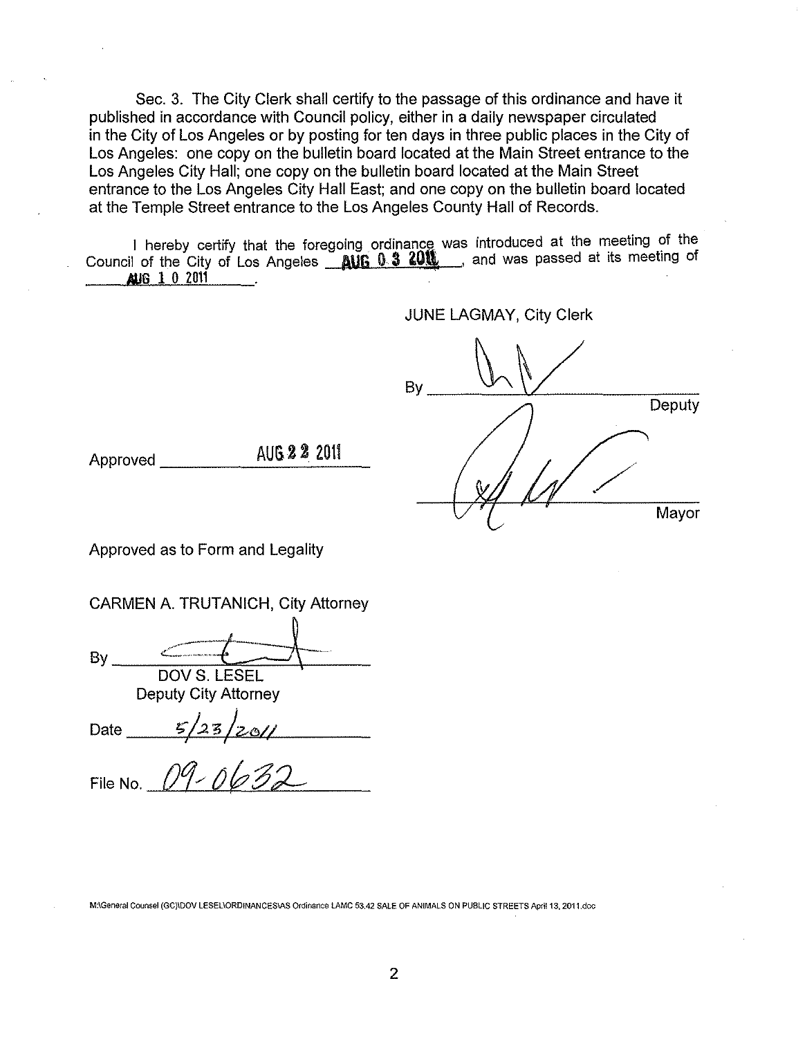Sec. 3. The City Clerk shall certify to the passage of this ordinance and have it published in accordance with Council policy, either in a daily newspaper circulated in the City of Los Angeles or by posting for ten days in three public places in the City of Los Angeles: one copy on the bulletin board located at the Main Street entrance to the Los Angeles City Hall; one copy on the bulletin board located at the Main Street entrance to the Los Angeles City Hall East; and one copy on the bulletin board located at the Temple Street entrance to the Los Angeles County Hall of Records.

I hereby certify that the foregoing ordinance was introduced at the meeting of the Council of the City of Los Angeles AUG 03 2011, and was passed at its meeting of AUG 10 2011.

JUNE LAGMAY, City Clerk

By ______________ Deputy

Approved AUG 22 2011

______________ Mayor

Approved as to Form and Legality

CARMEN A. TRUTANICH, City Attorney

By ______________
DOV S. LESEL
Deputy City Attorney

Date 5/23/2011

File No. 09-0632

M:\General Counsel (GC)\DOV LESEL\ORDINANCES\AS Ordinance LAMC 53.42 SALE OF ANIMALS ON PUBLIC STREETS April 13, 2011.doc